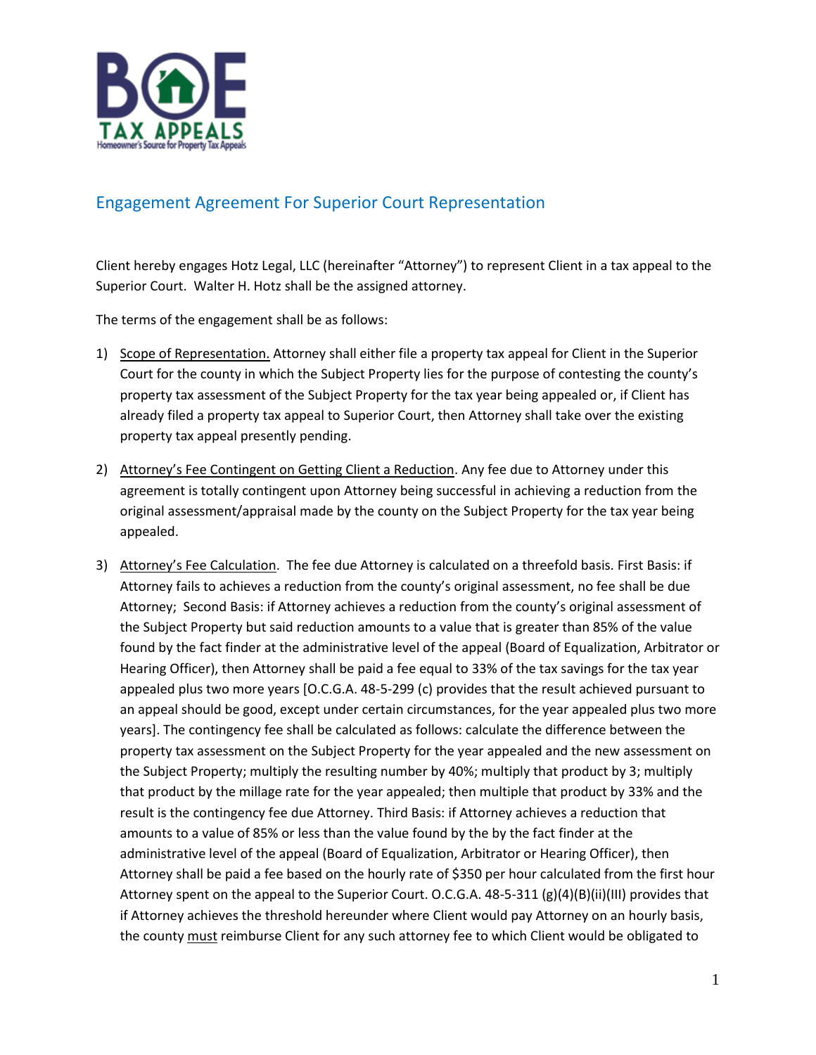# Engagement Agreement For Superior Court Representation

Client hereby engages Hotz Legal, LLC (hereinafter "Attorney") to represent Client in a tax appeal to the Superior Court. Walter H. Hotz shall be the assigned attorney.

The terms of the engagement shall be as follows:

1) Scope of Representation. Attorney shall either file a property tax appeal for Client in the Superior Court for the county in which the Subject Property lies for the purpose of contesting the county's property tax assessment of the Subject Property for the tax year being appealed or, if Client has already filed a property tax appeal to Superior Court, then Attorney shall take over the existing property tax appeal presently pending.

2) Attorney's Fee Contingent on Getting Client a Reduction. Any fee due to Attorney under this agreement is totally contingent upon Attorney being successful in achieving a reduction from the original assessment/appraisal made by the county on the Subject Property for the tax year being appealed.

3) Attorney's Fee Calculation. The fee due Attorney is calculated on a threefold basis. First Basis: if Attorney fails to achieves a reduction from the county's original assessment, no fee shall be due Attorney; Second Basis: if Attorney achieves a reduction from the county's original assessment of the Subject Property but said reduction amounts to a value that is greater than 85% of the value found by the fact finder at the administrative level of the appeal (Board of Equalization, Arbitrator or Hearing Officer), then Attorney shall be paid a fee equal to 33% of the tax savings for the tax year appealed plus two more years [O.C.G.A. 48-5-299 (c) provides that the result achieved pursuant to an appeal should be good, except under certain circumstances, for the year appealed plus two more years]. The contingency fee shall be calculated as follows: calculate the difference between the property tax assessment on the Subject Property for the year appealed and the new assessment on the Subject Property; multiply the resulting number by 40%; multiply that product by 3; multiply that product by the millage rate for the year appealed; then multiple that product by 33% and the result is the contingency fee due Attorney. Third Basis: if Attorney achieves a reduction that amounts to a value of 85% or less than the value found by the by the fact finder at the administrative level of the appeal (Board of Equalization, Arbitrator or Hearing Officer), then Attorney shall be paid a fee based on the hourly rate of $350 per hour calculated from the first hour Attorney spent on the appeal to the Superior Court. O.C.G.A. 48-5-311 (g)(4)(B)(ii)(III) provides that if Attorney achieves the threshold hereunder where Client would pay Attorney on an hourly basis, the county must reimburse Client for any such attorney fee to which Client would be obligated to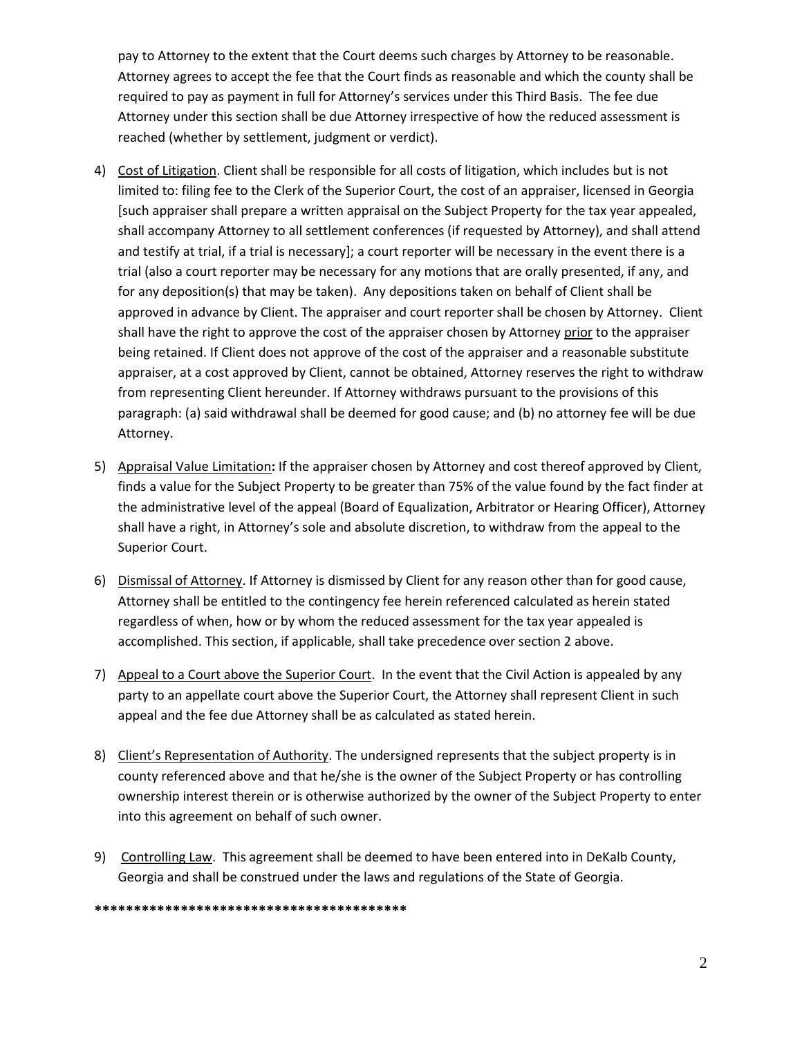pay to Attorney to the extent that the Court deems such charges by Attorney to be reasonable. Attorney agrees to accept the fee that the Court finds as reasonable and which the county shall be required to pay as payment in full for Attorney's services under this Third Basis. The fee due Attorney under this section shall be due Attorney irrespective of how the reduced assessment is reached (whether by settlement, judgment or verdict).

4) Cost of Litigation. Client shall be responsible for all costs of litigation, which includes but is not limited to: filing fee to the Clerk of the Superior Court, the cost of an appraiser, licensed in Georgia [such appraiser shall prepare a written appraisal on the Subject Property for the tax year appealed, shall accompany Attorney to all settlement conferences (if requested by Attorney), and shall attend and testify at trial, if a trial is necessary]; a court reporter will be necessary in the event there is a trial (also a court reporter may be necessary for any motions that are orally presented, if any, and for any deposition(s) that may be taken). Any depositions taken on behalf of Client shall be approved in advance by Client. The appraiser and court reporter shall be chosen by Attorney. Client shall have the right to approve the cost of the appraiser chosen by Attorney prior to the appraiser being retained. If Client does not approve of the cost of the appraiser and a reasonable substitute appraiser, at a cost approved by Client, cannot be obtained, Attorney reserves the right to withdraw from representing Client hereunder. If Attorney withdraws pursuant to the provisions of this paragraph: (a) said withdrawal shall be deemed for good cause; and (b) no attorney fee will be due Attorney.

5) Appraisal Value Limitation**:** If the appraiser chosen by Attorney and cost thereof approved by Client, finds a value for the Subject Property to be greater than 75% of the value found by the fact finder at the administrative level of the appeal (Board of Equalization, Arbitrator or Hearing Officer), Attorney shall have a right, in Attorney's sole and absolute discretion, to withdraw from the appeal to the Superior Court.

6) Dismissal of Attorney. If Attorney is dismissed by Client for any reason other than for good cause, Attorney shall be entitled to the contingency fee herein referenced calculated as herein stated regardless of when, how or by whom the reduced assessment for the tax year appealed is accomplished. This section, if applicable, shall take precedence over section 2 above.

7) Appeal to a Court above the Superior Court. In the event that the Civil Action is appealed by any party to an appellate court above the Superior Court, the Attorney shall represent Client in such appeal and the fee due Attorney shall be as calculated as stated herein.

8) Client's Representation of Authority. The undersigned represents that the subject property is in county referenced above and that he/she is the owner of the Subject Property or has controlling ownership interest therein or is otherwise authorized by the owner of the Subject Property to enter into this agreement on behalf of such owner.

9) Controlling Law. This agreement shall be deemed to have been entered into in DeKalb County, Georgia and shall be construed under the laws and regulations of the State of Georgia.

****************************************